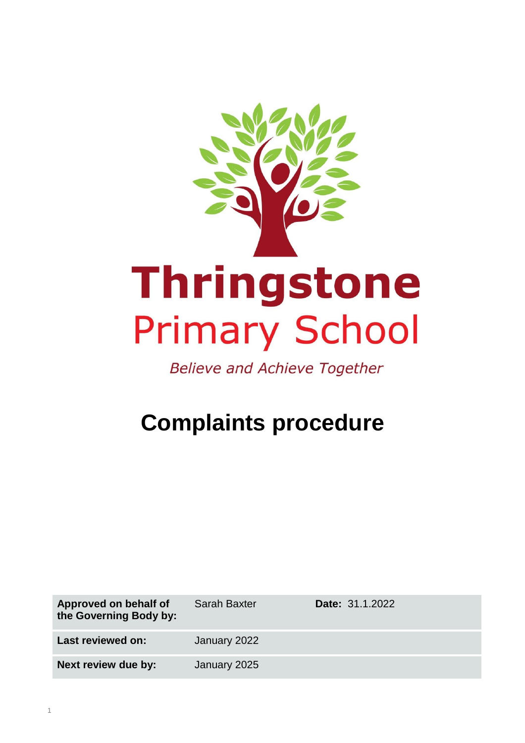# Thringstone Primary School

*Believe and Achieve Together*

# Complaints procedure

| | | |
|---|---|---|
| **Approved on behalf of the Governing Body by:** | Sarah Baxter | **Date:** 31.1.2022 |
| **Last reviewed on:** | January 2022 | |
| **Next review due by:** | January 2025 | |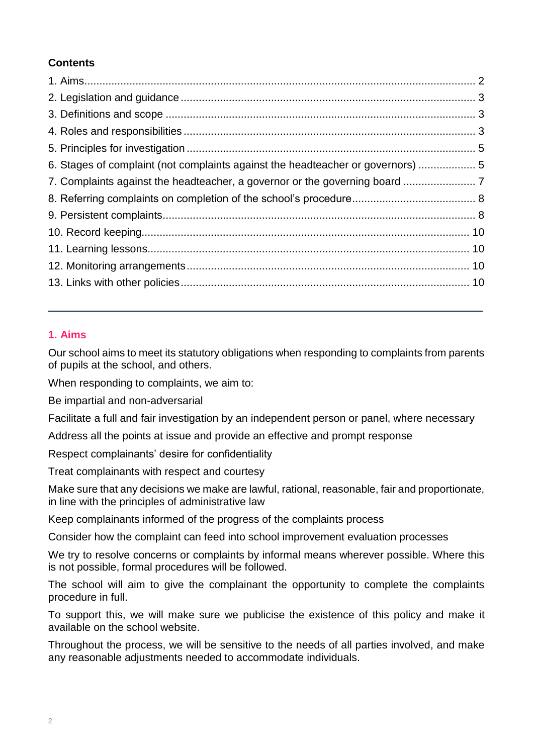**Contents**

1. Aims ........ 2
2. Legislation and guidance ........ 3
3. Definitions and scope ........ 3
4. Roles and responsibilities ........ 3
5. Principles for investigation ........ 5
6. Stages of complaint (not complaints against the headteacher or governors) ........ 5
7. Complaints against the headteacher, a governor or the governing board ........ 7
8. Referring complaints on completion of the school's procedure ........ 8
9. Persistent complaints ........ 8
10. Record keeping ........ 10
11. Learning lessons ........ 10
12. Monitoring arrangements ........ 10
13. Links with other policies ........ 10

---

## 1. Aims

Our school aims to meet its statutory obligations when responding to complaints from parents of pupils at the school, and others.

When responding to complaints, we aim to:

Be impartial and non-adversarial

Facilitate a full and fair investigation by an independent person or panel, where necessary

Address all the points at issue and provide an effective and prompt response

Respect complainants' desire for confidentiality

Treat complainants with respect and courtesy

Make sure that any decisions we make are lawful, rational, reasonable, fair and proportionate, in line with the principles of administrative law

Keep complainants informed of the progress of the complaints process

Consider how the complaint can feed into school improvement evaluation processes

We try to resolve concerns or complaints by informal means wherever possible. Where this is not possible, formal procedures will be followed.

The school will aim to give the complainant the opportunity to complete the complaints procedure in full.

To support this, we will make sure we publicise the existence of this policy and make it available on the school website.

Throughout the process, we will be sensitive to the needs of all parties involved, and make any reasonable adjustments needed to accommodate individuals.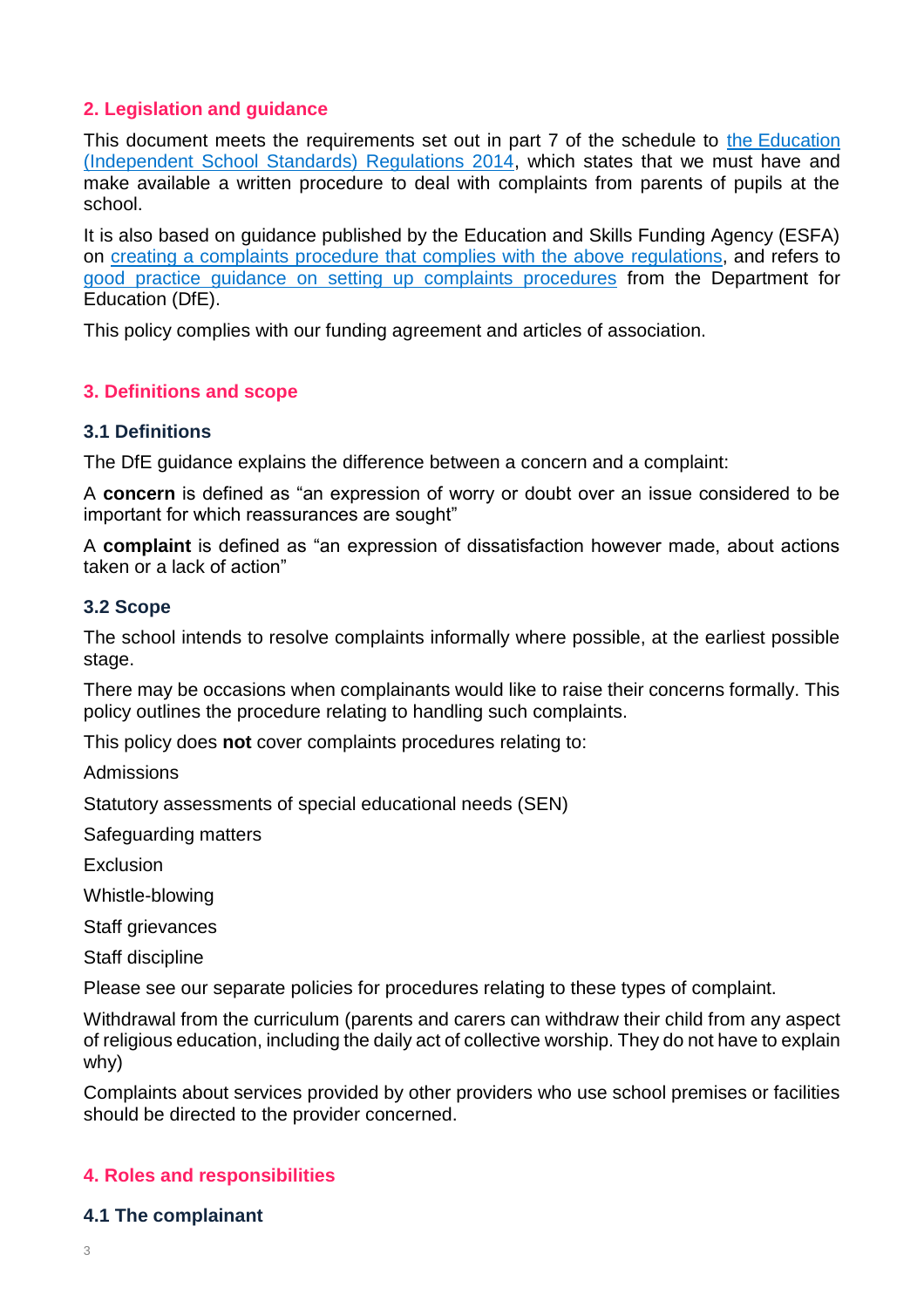## 2. Legislation and guidance

This document meets the requirements set out in part 7 of the schedule to [the Education (Independent School Standards) Regulations 2014](), which states that we must have and make available a written procedure to deal with complaints from parents of pupils at the school.

It is also based on guidance published by the Education and Skills Funding Agency (ESFA) on [creating a complaints procedure that complies with the above regulations](), and refers to [good practice guidance on setting up complaints procedures]() from the Department for Education (DfE).

This policy complies with our funding agreement and articles of association.

## 3. Definitions and scope

### 3.1 Definitions

The DfE guidance explains the difference between a concern and a complaint:

A **concern** is defined as "an expression of worry or doubt over an issue considered to be important for which reassurances are sought"

A **complaint** is defined as "an expression of dissatisfaction however made, about actions taken or a lack of action"

### 3.2 Scope

The school intends to resolve complaints informally where possible, at the earliest possible stage.

There may be occasions when complainants would like to raise their concerns formally. This policy outlines the procedure relating to handling such complaints.

This policy does **not** cover complaints procedures relating to:

Admissions

Statutory assessments of special educational needs (SEN)

Safeguarding matters

Exclusion

Whistle-blowing

Staff grievances

Staff discipline

Please see our separate policies for procedures relating to these types of complaint.

Withdrawal from the curriculum (parents and carers can withdraw their child from any aspect of religious education, including the daily act of collective worship. They do not have to explain why)

Complaints about services provided by other providers who use school premises or facilities should be directed to the provider concerned.

## 4. Roles and responsibilities

### 4.1 The complainant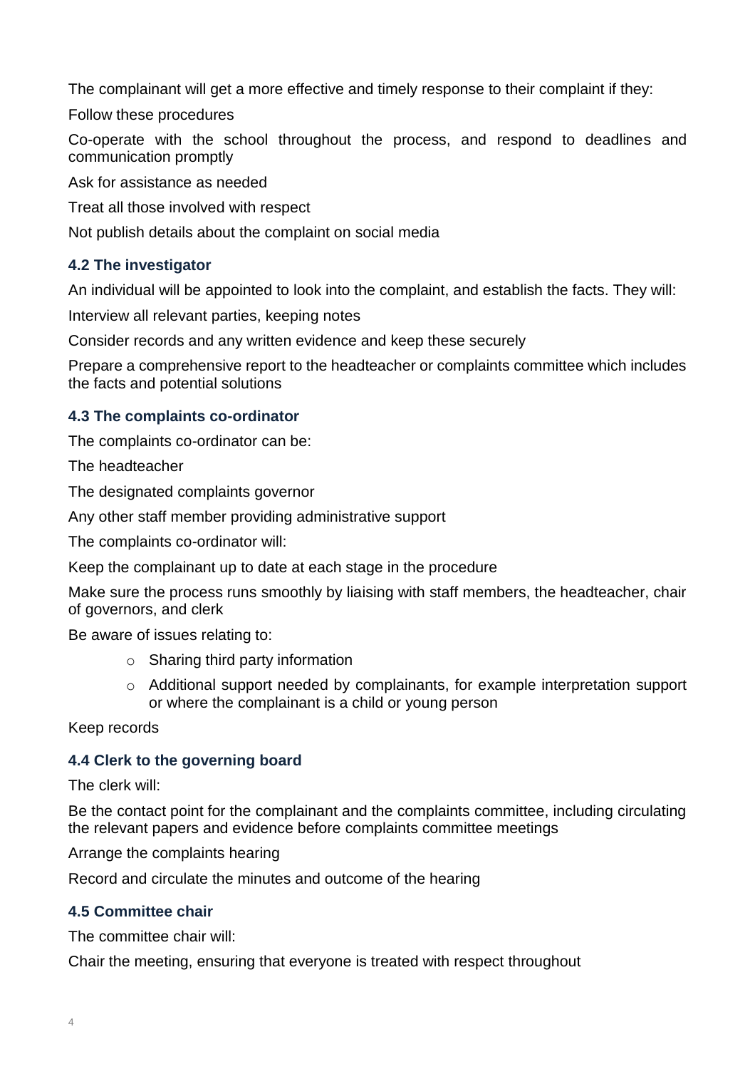The complainant will get a more effective and timely response to their complaint if they:

Follow these procedures

Co-operate with the school throughout the process, and respond to deadlines and communication promptly

Ask for assistance as needed

Treat all those involved with respect

Not publish details about the complaint on social media

### 4.2 The investigator

An individual will be appointed to look into the complaint, and establish the facts. They will:

Interview all relevant parties, keeping notes

Consider records and any written evidence and keep these securely

Prepare a comprehensive report to the headteacher or complaints committee which includes the facts and potential solutions

### 4.3 The complaints co-ordinator

The complaints co-ordinator can be:

The headteacher

The designated complaints governor

Any other staff member providing administrative support

The complaints co-ordinator will:

Keep the complainant up to date at each stage in the procedure

Make sure the process runs smoothly by liaising with staff members, the headteacher, chair of governors, and clerk

Be aware of issues relating to:

- Sharing third party information
- Additional support needed by complainants, for example interpretation support or where the complainant is a child or young person

Keep records

### 4.4 Clerk to the governing board

The clerk will:

Be the contact point for the complainant and the complaints committee, including circulating the relevant papers and evidence before complaints committee meetings

Arrange the complaints hearing

Record and circulate the minutes and outcome of the hearing

### 4.5 Committee chair

The committee chair will:

Chair the meeting, ensuring that everyone is treated with respect throughout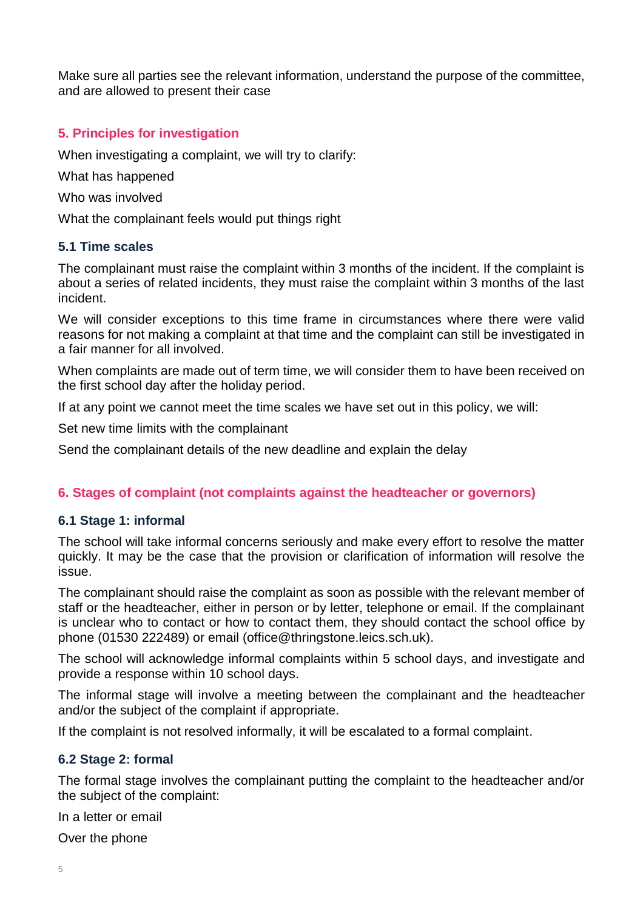Make sure all parties see the relevant information, understand the purpose of the committee, and are allowed to present their case

## 5. Principles for investigation

When investigating a complaint, we will try to clarify:

What has happened

Who was involved

What the complainant feels would put things right

### 5.1 Time scales

The complainant must raise the complaint within 3 months of the incident. If the complaint is about a series of related incidents, they must raise the complaint within 3 months of the last incident.

We will consider exceptions to this time frame in circumstances where there were valid reasons for not making a complaint at that time and the complaint can still be investigated in a fair manner for all involved.

When complaints are made out of term time, we will consider them to have been received on the first school day after the holiday period.

If at any point we cannot meet the time scales we have set out in this policy, we will:

Set new time limits with the complainant

Send the complainant details of the new deadline and explain the delay

## 6. Stages of complaint (not complaints against the headteacher or governors)

### 6.1 Stage 1: informal

The school will take informal concerns seriously and make every effort to resolve the matter quickly. It may be the case that the provision or clarification of information will resolve the issue.

The complainant should raise the complaint as soon as possible with the relevant member of staff or the headteacher, either in person or by letter, telephone or email. If the complainant is unclear who to contact or how to contact them, they should contact the school office by phone (01530 222489) or email (office@thringstone.leics.sch.uk).

The school will acknowledge informal complaints within 5 school days, and investigate and provide a response within 10 school days.

The informal stage will involve a meeting between the complainant and the headteacher and/or the subject of the complaint if appropriate.

If the complaint is not resolved informally, it will be escalated to a formal complaint.

### 6.2 Stage 2: formal

The formal stage involves the complainant putting the complaint to the headteacher and/or the subject of the complaint:

In a letter or email

Over the phone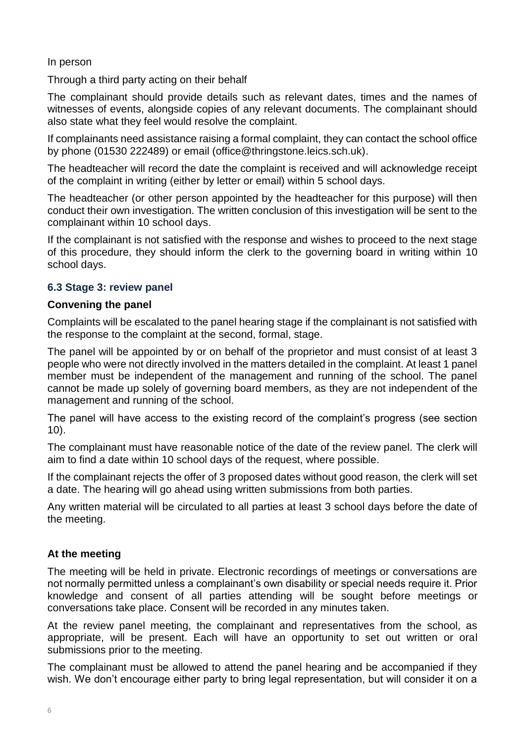In person

Through a third party acting on their behalf

The complainant should provide details such as relevant dates, times and the names of witnesses of events, alongside copies of any relevant documents. The complainant should also state what they feel would resolve the complaint.

If complainants need assistance raising a formal complaint, they can contact the school office by phone (01530 222489) or email (office@thringstone.leics.sch.uk).

The headteacher will record the date the complaint is received and will acknowledge receipt of the complaint in writing (either by letter or email) within 5 school days.

The headteacher (or other person appointed by the headteacher for this purpose) will then conduct their own investigation. The written conclusion of this investigation will be sent to the complainant within 10 school days.

If the complainant is not satisfied with the response and wishes to proceed to the next stage of this procedure, they should inform the clerk to the governing board in writing within 10 school days.

### 6.3 Stage 3: review panel

**Convening the panel**

Complaints will be escalated to the panel hearing stage if the complainant is not satisfied with the response to the complaint at the second, formal, stage.

The panel will be appointed by or on behalf of the proprietor and must consist of at least 3 people who were not directly involved in the matters detailed in the complaint. At least 1 panel member must be independent of the management and running of the school. The panel cannot be made up solely of governing board members, as they are not independent of the management and running of the school.

The panel will have access to the existing record of the complaint's progress (see section 10).

The complainant must have reasonable notice of the date of the review panel. The clerk will aim to find a date within 10 school days of the request, where possible.

If the complainant rejects the offer of 3 proposed dates without good reason, the clerk will set a date. The hearing will go ahead using written submissions from both parties.

Any written material will be circulated to all parties at least 3 school days before the date of the meeting.

**At the meeting**

The meeting will be held in private. Electronic recordings of meetings or conversations are not normally permitted unless a complainant's own disability or special needs require it. Prior knowledge and consent of all parties attending will be sought before meetings or conversations take place. Consent will be recorded in any minutes taken.

At the review panel meeting, the complainant and representatives from the school, as appropriate, will be present. Each will have an opportunity to set out written or oral submissions prior to the meeting.

The complainant must be allowed to attend the panel hearing and be accompanied if they wish. We don't encourage either party to bring legal representation, but will consider it on a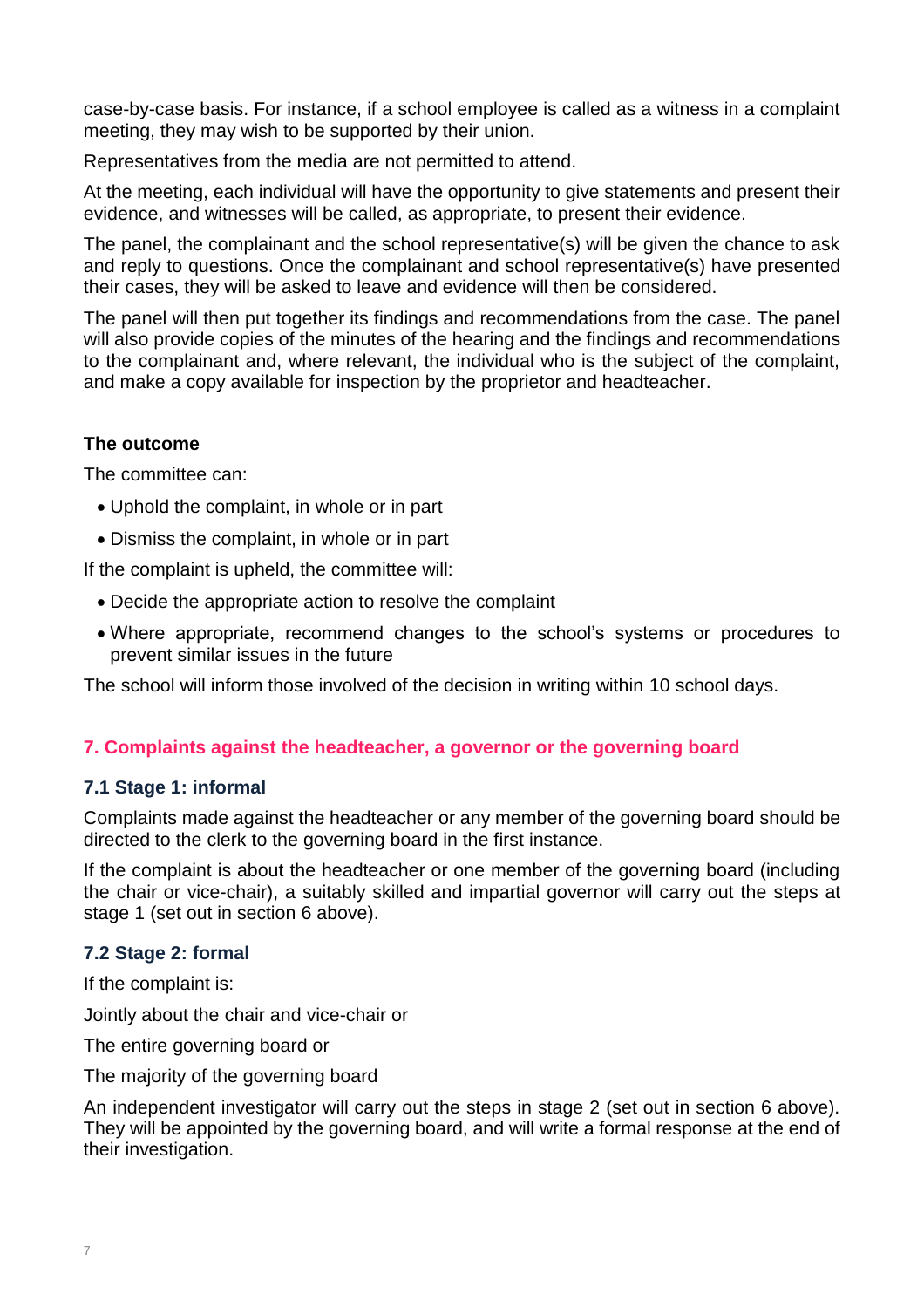case-by-case basis. For instance, if a school employee is called as a witness in a complaint meeting, they may wish to be supported by their union.

Representatives from the media are not permitted to attend.

At the meeting, each individual will have the opportunity to give statements and present their evidence, and witnesses will be called, as appropriate, to present their evidence.

The panel, the complainant and the school representative(s) will be given the chance to ask and reply to questions. Once the complainant and school representative(s) have presented their cases, they will be asked to leave and evidence will then be considered.

The panel will then put together its findings and recommendations from the case. The panel will also provide copies of the minutes of the hearing and the findings and recommendations to the complainant and, where relevant, the individual who is the subject of the complaint, and make a copy available for inspection by the proprietor and headteacher.

**The outcome**

The committee can:

- Uphold the complaint, in whole or in part
- Dismiss the complaint, in whole or in part

If the complaint is upheld, the committee will:

- Decide the appropriate action to resolve the complaint
- Where appropriate, recommend changes to the school's systems or procedures to prevent similar issues in the future

The school will inform those involved of the decision in writing within 10 school days.

## 7. Complaints against the headteacher, a governor or the governing board

### 7.1 Stage 1: informal

Complaints made against the headteacher or any member of the governing board should be directed to the clerk to the governing board in the first instance.

If the complaint is about the headteacher or one member of the governing board (including the chair or vice-chair), a suitably skilled and impartial governor will carry out the steps at stage 1 (set out in section 6 above).

### 7.2 Stage 2: formal

If the complaint is:

Jointly about the chair and vice-chair or

The entire governing board or

The majority of the governing board

An independent investigator will carry out the steps in stage 2 (set out in section 6 above). They will be appointed by the governing board, and will write a formal response at the end of their investigation.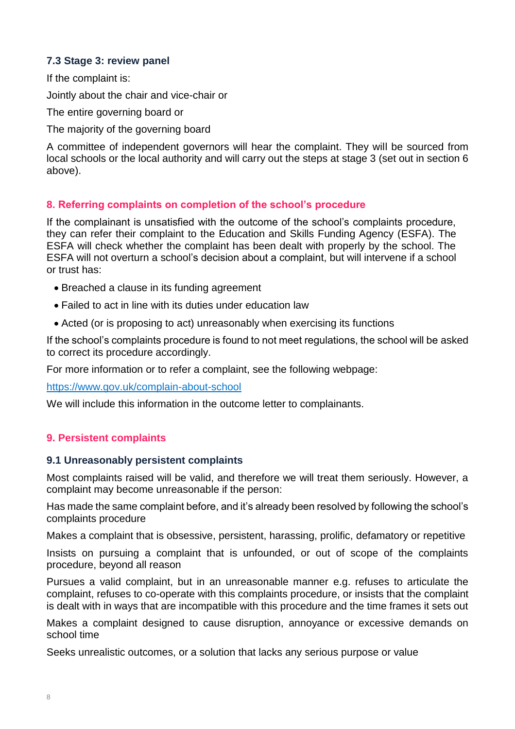### 7.3 Stage 3: review panel

If the complaint is:

Jointly about the chair and vice-chair or

The entire governing board or

The majority of the governing board

A committee of independent governors will hear the complaint. They will be sourced from local schools or the local authority and will carry out the steps at stage 3 (set out in section 6 above).

## 8. Referring complaints on completion of the school's procedure

If the complainant is unsatisfied with the outcome of the school's complaints procedure, they can refer their complaint to the Education and Skills Funding Agency (ESFA). The ESFA will check whether the complaint has been dealt with properly by the school. The ESFA will not overturn a school's decision about a complaint, but will intervene if a school or trust has:

- Breached a clause in its funding agreement
- Failed to act in line with its duties under education law
- Acted (or is proposing to act) unreasonably when exercising its functions

If the school's complaints procedure is found to not meet regulations, the school will be asked to correct its procedure accordingly.

For more information or to refer a complaint, see the following webpage:

[https://www.gov.uk/complain-about-school](https://www.gov.uk/complain-about-school)

We will include this information in the outcome letter to complainants.

## 9. Persistent complaints

### 9.1 Unreasonably persistent complaints

Most complaints raised will be valid, and therefore we will treat them seriously. However, a complaint may become unreasonable if the person:

Has made the same complaint before, and it's already been resolved by following the school's complaints procedure

Makes a complaint that is obsessive, persistent, harassing, prolific, defamatory or repetitive

Insists on pursuing a complaint that is unfounded, or out of scope of the complaints procedure, beyond all reason

Pursues a valid complaint, but in an unreasonable manner e.g. refuses to articulate the complaint, refuses to co-operate with this complaints procedure, or insists that the complaint is dealt with in ways that are incompatible with this procedure and the time frames it sets out

Makes a complaint designed to cause disruption, annoyance or excessive demands on school time

Seeks unrealistic outcomes, or a solution that lacks any serious purpose or value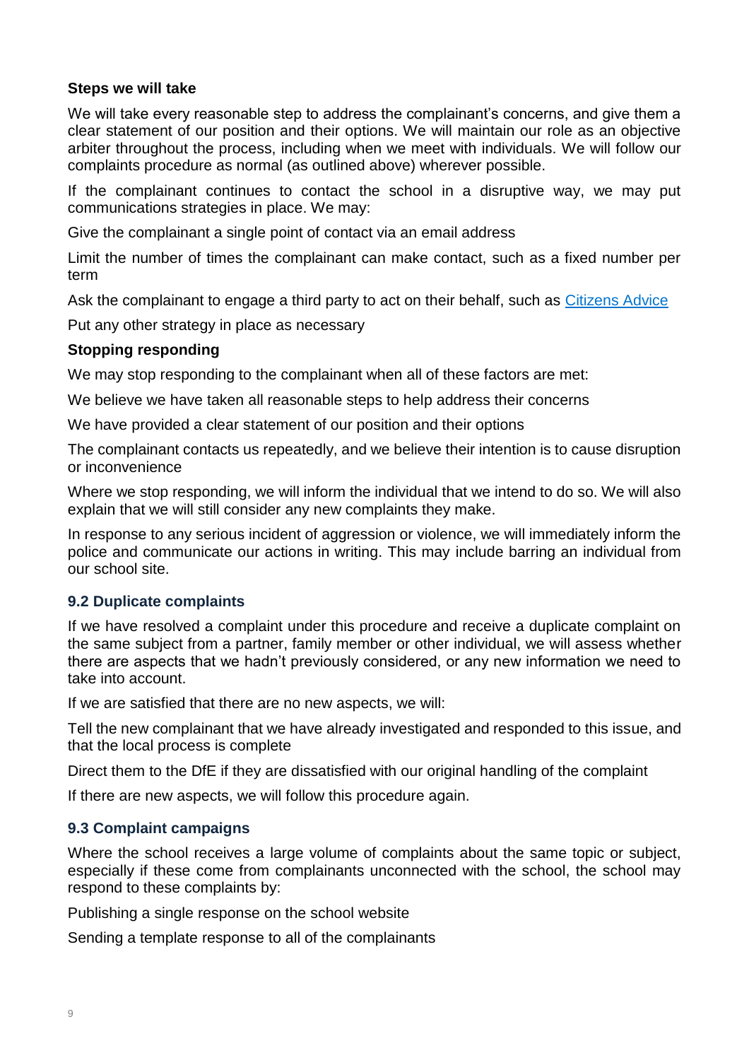**Steps we will take**

We will take every reasonable step to address the complainant's concerns, and give them a clear statement of our position and their options. We will maintain our role as an objective arbiter throughout the process, including when we meet with individuals. We will follow our complaints procedure as normal (as outlined above) wherever possible.

If the complainant continues to contact the school in a disruptive way, we may put communications strategies in place. We may:

Give the complainant a single point of contact via an email address

Limit the number of times the complainant can make contact, such as a fixed number per term

Ask the complainant to engage a third party to act on their behalf, such as [Citizens Advice]

Put any other strategy in place as necessary

**Stopping responding**

We may stop responding to the complainant when all of these factors are met:

We believe we have taken all reasonable steps to help address their concerns

We have provided a clear statement of our position and their options

The complainant contacts us repeatedly, and we believe their intention is to cause disruption or inconvenience

Where we stop responding, we will inform the individual that we intend to do so. We will also explain that we will still consider any new complaints they make.

In response to any serious incident of aggression or violence, we will immediately inform the police and communicate our actions in writing. This may include barring an individual from our school site.

### 9.2 Duplicate complaints

If we have resolved a complaint under this procedure and receive a duplicate complaint on the same subject from a partner, family member or other individual, we will assess whether there are aspects that we hadn't previously considered, or any new information we need to take into account.

If we are satisfied that there are no new aspects, we will:

Tell the new complainant that we have already investigated and responded to this issue, and that the local process is complete

Direct them to the DfE if they are dissatisfied with our original handling of the complaint

If there are new aspects, we will follow this procedure again.

### 9.3 Complaint campaigns

Where the school receives a large volume of complaints about the same topic or subject, especially if these come from complainants unconnected with the school, the school may respond to these complaints by:

Publishing a single response on the school website

Sending a template response to all of the complainants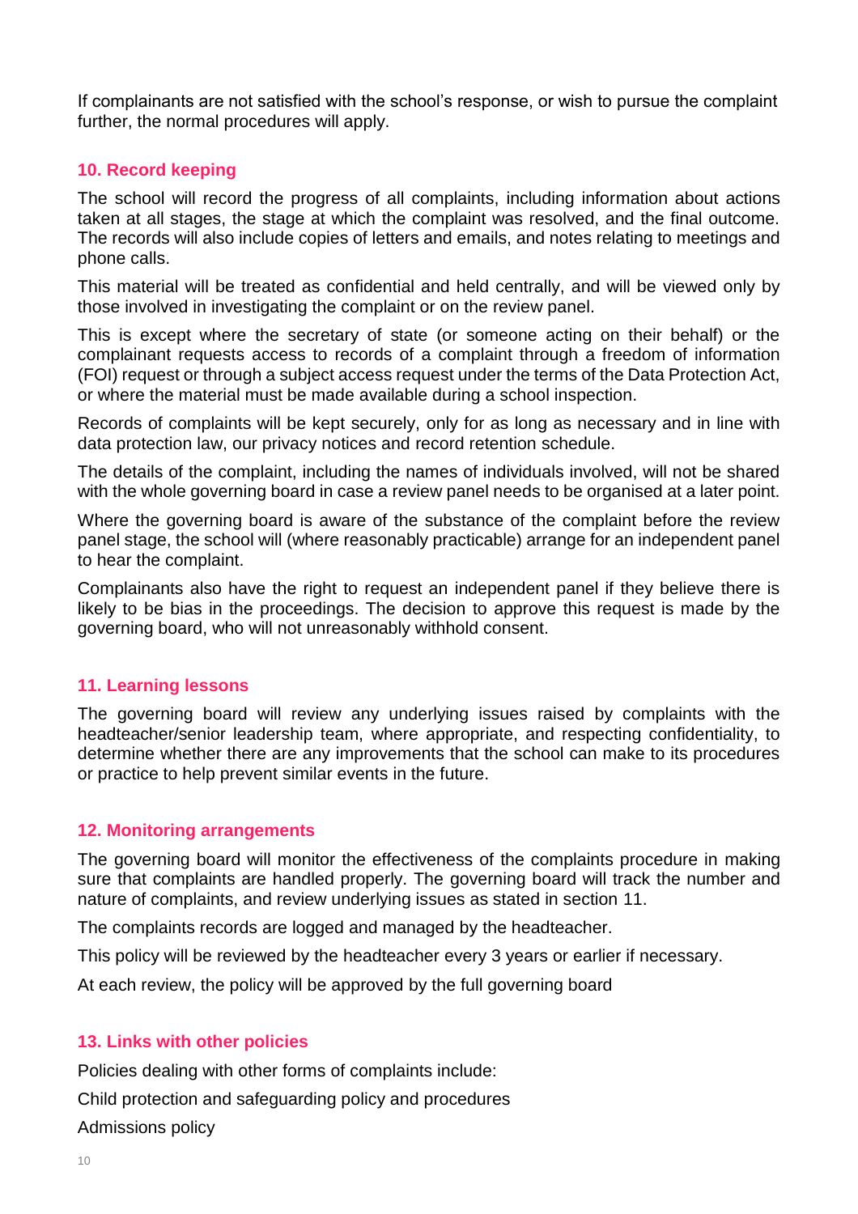If complainants are not satisfied with the school's response, or wish to pursue the complaint further, the normal procedures will apply.

## 10. Record keeping

The school will record the progress of all complaints, including information about actions taken at all stages, the stage at which the complaint was resolved, and the final outcome. The records will also include copies of letters and emails, and notes relating to meetings and phone calls.

This material will be treated as confidential and held centrally, and will be viewed only by those involved in investigating the complaint or on the review panel.

This is except where the secretary of state (or someone acting on their behalf) or the complainant requests access to records of a complaint through a freedom of information (FOI) request or through a subject access request under the terms of the Data Protection Act, or where the material must be made available during a school inspection.

Records of complaints will be kept securely, only for as long as necessary and in line with data protection law, our privacy notices and record retention schedule.

The details of the complaint, including the names of individuals involved, will not be shared with the whole governing board in case a review panel needs to be organised at a later point.

Where the governing board is aware of the substance of the complaint before the review panel stage, the school will (where reasonably practicable) arrange for an independent panel to hear the complaint.

Complainants also have the right to request an independent panel if they believe there is likely to be bias in the proceedings. The decision to approve this request is made by the governing board, who will not unreasonably withhold consent.

## 11. Learning lessons

The governing board will review any underlying issues raised by complaints with the headteacher/senior leadership team, where appropriate, and respecting confidentiality, to determine whether there are any improvements that the school can make to its procedures or practice to help prevent similar events in the future.

## 12. Monitoring arrangements

The governing board will monitor the effectiveness of the complaints procedure in making sure that complaints are handled properly. The governing board will track the number and nature of complaints, and review underlying issues as stated in section 11.

The complaints records are logged and managed by the headteacher.

This policy will be reviewed by the headteacher every 3 years or earlier if necessary.

At each review, the policy will be approved by the full governing board

## 13. Links with other policies

Policies dealing with other forms of complaints include:

Child protection and safeguarding policy and procedures

Admissions policy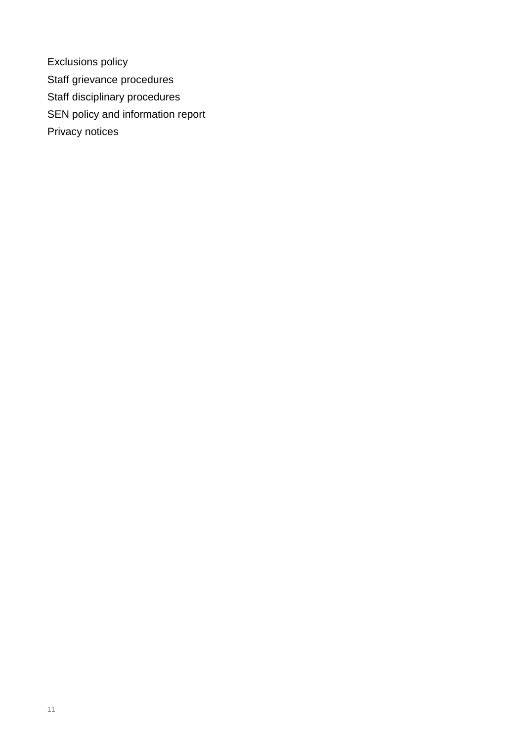Exclusions policy

Staff grievance procedures

Staff disciplinary procedures

SEN policy and information report

Privacy notices